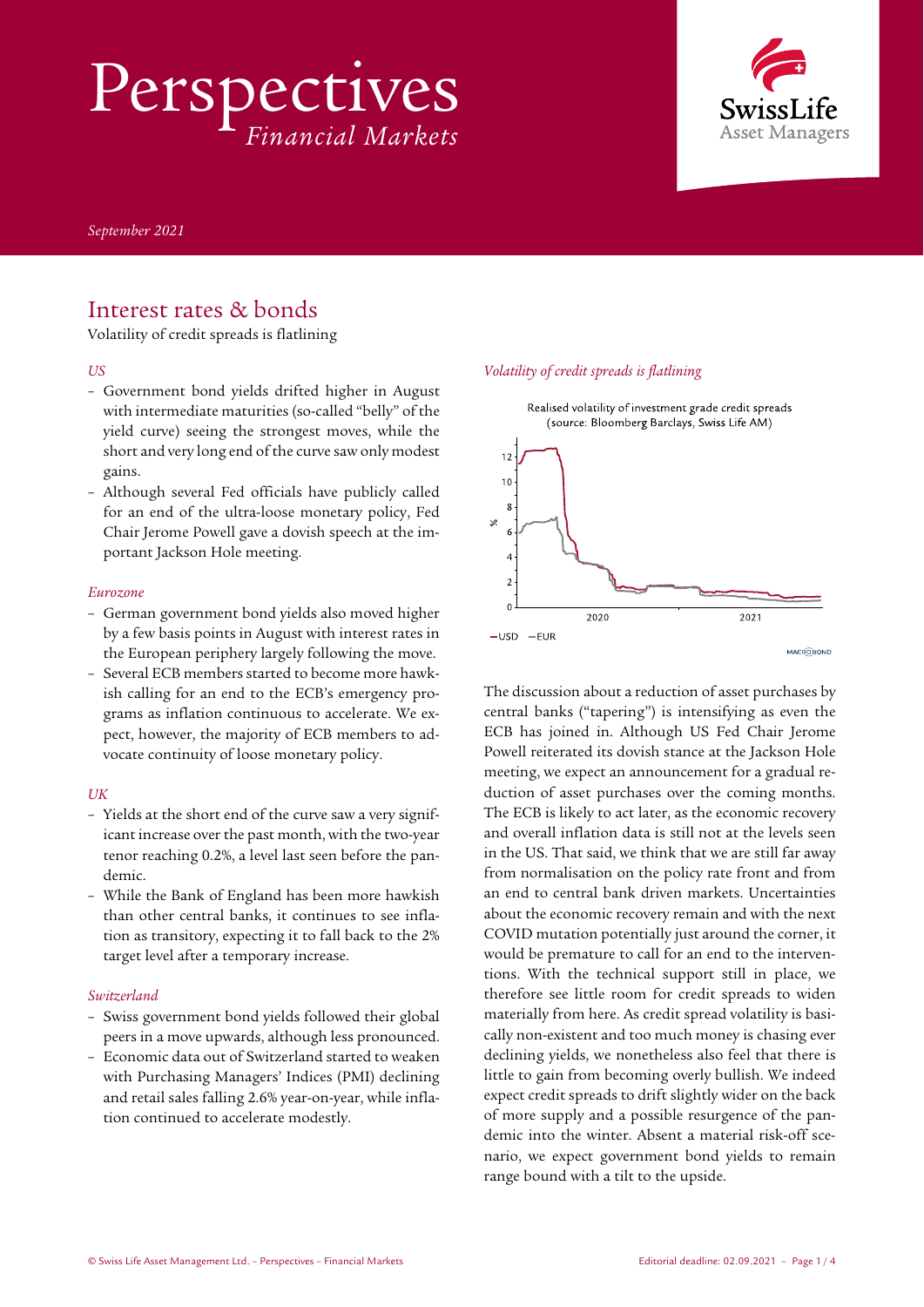# Perspectives
*Financial Markets*

*September 2021*

## Interest rates & bonds

Volatility of credit spreads is flatlining

*US*

- Government bond yields drifted higher in August with intermediate maturities (so-called "belly" of the yield curve) seeing the strongest moves, while the short and very long end of the curve saw only modest gains.
- Although several Fed officials have publicly called for an end of the ultra-loose monetary policy, Fed Chair Jerome Powell gave a dovish speech at the important Jackson Hole meeting.

*Eurozone*

- German government bond yields also moved higher by a few basis points in August with interest rates in the European periphery largely following the move.
- Several ECB members started to become more hawkish calling for an end to the ECB's emergency programs as inflation continuous to accelerate. We expect, however, the majority of ECB members to advocate continuity of loose monetary policy.

*UK*

- Yields at the short end of the curve saw a very significant increase over the past month, with the two-year tenor reaching 0.2%, a level last seen before the pandemic.
- While the Bank of England has been more hawkish than other central banks, it continues to see inflation as transitory, expecting it to fall back to the 2% target level after a temporary increase.

*Switzerland*

- Swiss government bond yields followed their global peers in a move upwards, although less pronounced.
- Economic data out of Switzerland started to weaken with Purchasing Managers' Indices (PMI) declining and retail sales falling 2.6% year-on-year, while inflation continued to accelerate modestly.

*Volatility of credit spreads is flatlining*

Realised volatility of investment grade credit spreads (source: Bloomberg Barclays, Swiss Life AM)

The discussion about a reduction of asset purchases by central banks ("tapering") is intensifying as even the ECB has joined in. Although US Fed Chair Jerome Powell reiterated its dovish stance at the Jackson Hole meeting, we expect an announcement for a gradual reduction of asset purchases over the coming months. The ECB is likely to act later, as the economic recovery and overall inflation data is still not at the levels seen in the US. That said, we think that we are still far away from normalisation on the policy rate front and from an end to central bank driven markets. Uncertainties about the economic recovery remain and with the next COVID mutation potentially just around the corner, it would be premature to call for an end to the interventions. With the technical support still in place, we therefore see little room for credit spreads to widen materially from here. As credit spread volatility is basically non-existent and too much money is chasing ever declining yields, we nonetheless also feel that there is little to gain from becoming overly bullish. We indeed expect credit spreads to drift slightly wider on the back of more supply and a possible resurgence of the pandemic into the winter. Absent a material risk-off scenario, we expect government bond yields to remain range bound with a tilt to the upside.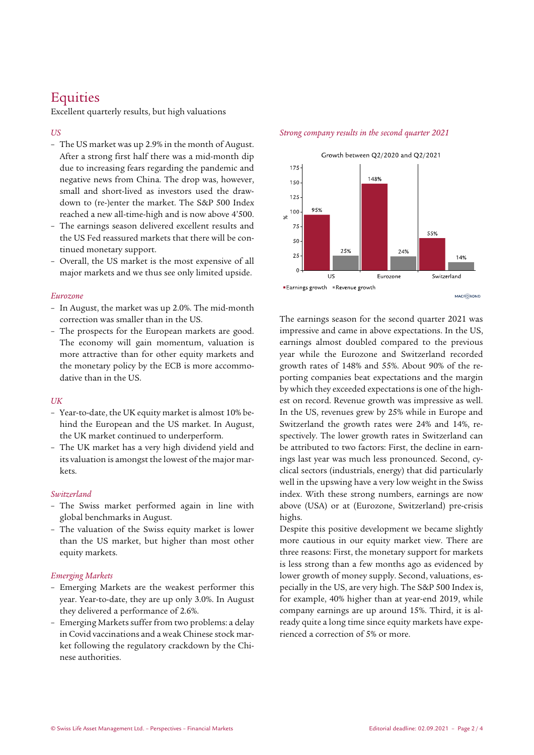# Equities

Excellent quarterly results, but high valuations

*US*

- The US market was up 2.9% in the month of August. After a strong first half there was a mid-month dip due to increasing fears regarding the pandemic and negative news from China. The drop was, however, small and short-lived as investors used the drawdown to (re-)enter the market. The S&P 500 Index reached a new all-time-high and is now above 4'500.
- The earnings season delivered excellent results and the US Fed reassured markets that there will be continued monetary support.
- Overall, the US market is the most expensive of all major markets and we thus see only limited upside.

*Eurozone*

- In August, the market was up 2.0%. The mid-month correction was smaller than in the US.
- The prospects for the European markets are good. The economy will gain momentum, valuation is more attractive than for other equity markets and the monetary policy by the ECB is more accommodative than in the US.

*UK*

- Year-to-date, the UK equity market is almost 10% behind the European and the US market. In August, the UK market continued to underperform.
- The UK market has a very high dividend yield and its valuation is amongst the lowest of the major markets.

*Switzerland*

- The Swiss market performed again in line with global benchmarks in August.
- The valuation of the Swiss equity market is lower than the US market, but higher than most other equity markets.

*Emerging Markets*

- Emerging Markets are the weakest performer this year. Year-to-date, they are up only 3.0%. In August they delivered a performance of 2.6%.
- Emerging Markets suffer from two problems: a delay in Covid vaccinations and a weak Chinese stock market following the regulatory crackdown by the Chinese authorities.

*Strong company results in the second quarter 2021*

Growth between Q2/2020 and Q2/2021 (%)

| | Earnings growth | Revenue growth |
|---|---|---|
| US | 95% | 25% |
| Eurozone | 148% | 24% |
| Switzerland | 55% | 14% |

The earnings season for the second quarter 2021 was impressive and came in above expectations. In the US, earnings almost doubled compared to the previous year while the Eurozone and Switzerland recorded growth rates of 148% and 55%. About 90% of the reporting companies beat expectations and the margin by which they exceeded expectations is one of the highest on record. Revenue growth was impressive as well. In the US, revenues grew by 25% while in Europe and Switzerland the growth rates were 24% and 14%, respectively. The lower growth rates in Switzerland can be attributed to two factors: First, the decline in earnings last year was much less pronounced. Second, cyclical sectors (industrials, energy) that did particularly well in the upswing have a very low weight in the Swiss index. With these strong numbers, earnings are now above (USA) or at (Eurozone, Switzerland) pre-crisis highs.

Despite this positive development we became slightly more cautious in our equity market view. There are three reasons: First, the monetary support for markets is less strong than a few months ago as evidenced by lower growth of money supply. Second, valuations, especially in the US, are very high. The S&P 500 Index is, for example, 40% higher than at year-end 2019, while company earnings are up around 15%. Third, it is already quite a long time since equity markets have experienced a correction of 5% or more.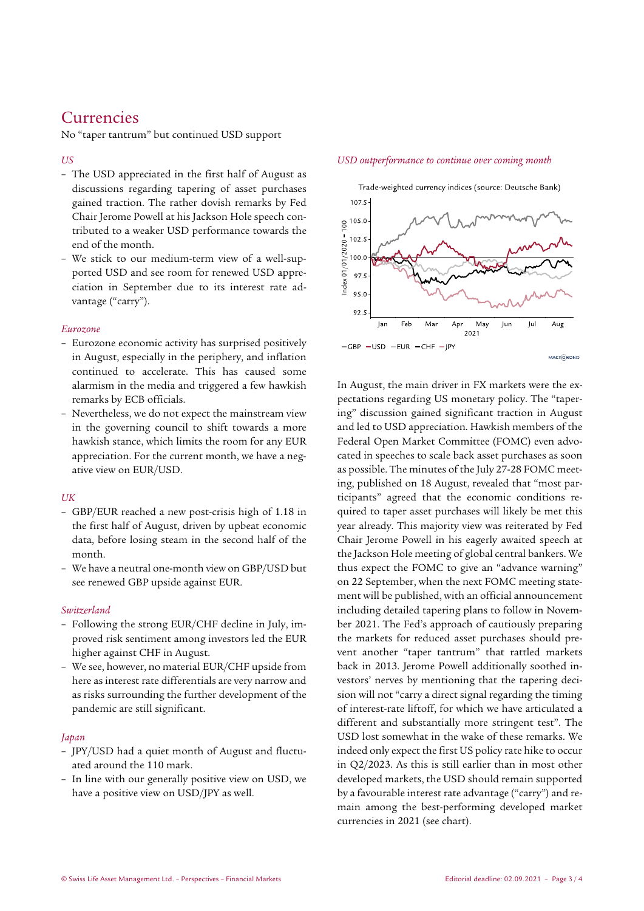# Currencies

No "taper tantrum" but continued USD support

*US*

- The USD appreciated in the first half of August as discussions regarding tapering of asset purchases gained traction. The rather dovish remarks by Fed Chair Jerome Powell at his Jackson Hole speech contributed to a weaker USD performance towards the end of the month.
- We stick to our medium-term view of a well-supported USD and see room for renewed USD appreciation in September due to its interest rate advantage ("carry").

*Eurozone*

- Eurozone economic activity has surprised positively in August, especially in the periphery, and inflation continued to accelerate. This has caused some alarmism in the media and triggered a few hawkish remarks by ECB officials.
- Nevertheless, we do not expect the mainstream view in the governing council to shift towards a more hawkish stance, which limits the room for any EUR appreciation. For the current month, we have a negative view on EUR/USD.

*UK*

- GBP/EUR reached a new post-crisis high of 1.18 in the first half of August, driven by upbeat economic data, before losing steam in the second half of the month.
- We have a neutral one-month view on GBP/USD but see renewed GBP upside against EUR.

*Switzerland*

- Following the strong EUR/CHF decline in July, improved risk sentiment among investors led the EUR higher against CHF in August.
- We see, however, no material EUR/CHF upside from here as interest rate differentials are very narrow and as risks surrounding the further development of the pandemic are still significant.

*Japan*

- JPY/USD had a quiet month of August and fluctuated around the 110 mark.
- In line with our generally positive view on USD, we have a positive view on USD/JPY as well.

*USD outperformance to continue over coming month*

Trade-weighted currency indices (source: Deutsche Bank)

In August, the main driver in FX markets were the expectations regarding US monetary policy. The "tapering" discussion gained significant traction in August and led to USD appreciation. Hawkish members of the Federal Open Market Committee (FOMC) even advocated in speeches to scale back asset purchases as soon as possible. The minutes of the July 27-28 FOMC meeting, published on 18 August, revealed that "most participants" agreed that the economic conditions required to taper asset purchases will likely be met this year already. This majority view was reiterated by Fed Chair Jerome Powell in his eagerly awaited speech at the Jackson Hole meeting of global central bankers. We thus expect the FOMC to give an "advance warning" on 22 September, when the next FOMC meeting statement will be published, with an official announcement including detailed tapering plans to follow in November 2021. The Fed's approach of cautiously preparing the markets for reduced asset purchases should prevent another "taper tantrum" that rattled markets back in 2013. Jerome Powell additionally soothed investors' nerves by mentioning that the tapering decision will not "carry a direct signal regarding the timing of interest-rate liftoff, for which we have articulated a different and substantially more stringent test". The USD lost somewhat in the wake of these remarks. We indeed only expect the first US policy rate hike to occur in Q2/2023. As this is still earlier than in most other developed markets, the USD should remain supported by a favourable interest rate advantage ("carry") and remain among the best-performing developed market currencies in 2021 (see chart).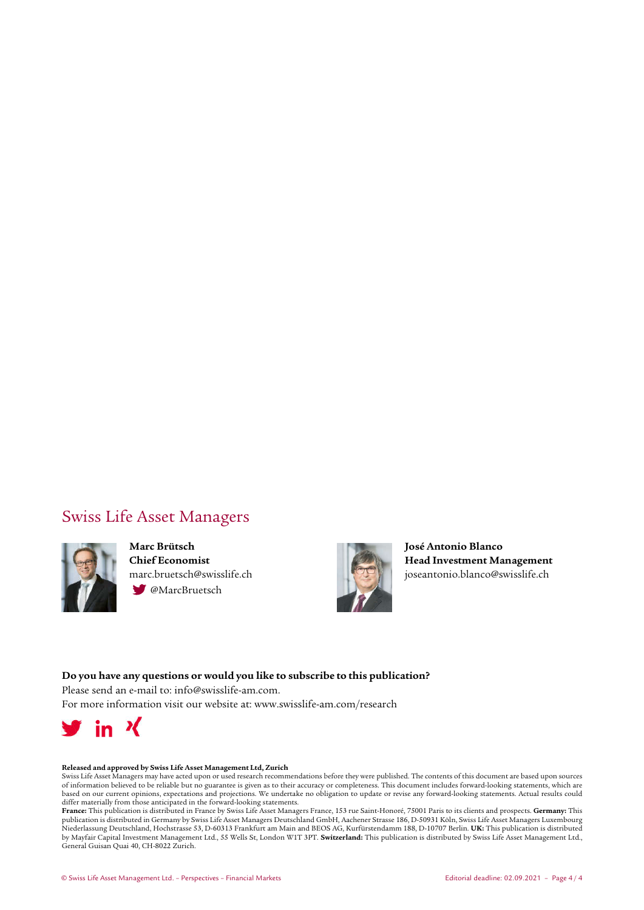## Swiss Life Asset Managers

**Marc Brütsch**
**Chief Economist**
marc.bruetsch@swisslife.ch
@MarcBruetsch

**José Antonio Blanco**
**Head Investment Management**
joseantonio.blanco@swisslife.ch

**Do you have any questions or would you like to subscribe to this publication?**
Please send an e-mail to: info@swisslife-am.com.
For more information visit our website at: www.swisslife-am.com/research

**Released and approved by Swiss Life Asset Management Ltd, Zurich**
Swiss Life Asset Managers may have acted upon or used research recommendations before they were published. The contents of this document are based upon sources of information believed to be reliable but no guarantee is given as to their accuracy or completeness. This document includes forward-looking statements, which are based on our current opinions, expectations and projections. We undertake no obligation to update or revise any forward-looking statements. Actual results could differ materially from those anticipated in the forward-looking statements.
**France:** This publication is distributed in France by Swiss Life Asset Managers France, 153 rue Saint-Honoré, 75001 Paris to its clients and prospects. **Germany:** This publication is distributed in Germany by Swiss Life Asset Managers Deutschland GmbH, Aachener Strasse 186, D-50931 Köln, Swiss Life Asset Managers Luxembourg Niederlassung Deutschland, Hochstrasse 53, D-60313 Frankfurt am Main and BEOS AG, Kurfürstendamm 188, D-10707 Berlin. **UK:** This publication is distributed by Mayfair Capital Investment Management Ltd., 55 Wells St, London W1T 3PT. **Switzerland:** This publication is distributed by Swiss Life Asset Management Ltd., General Guisan Quai 40, CH-8022 Zurich.